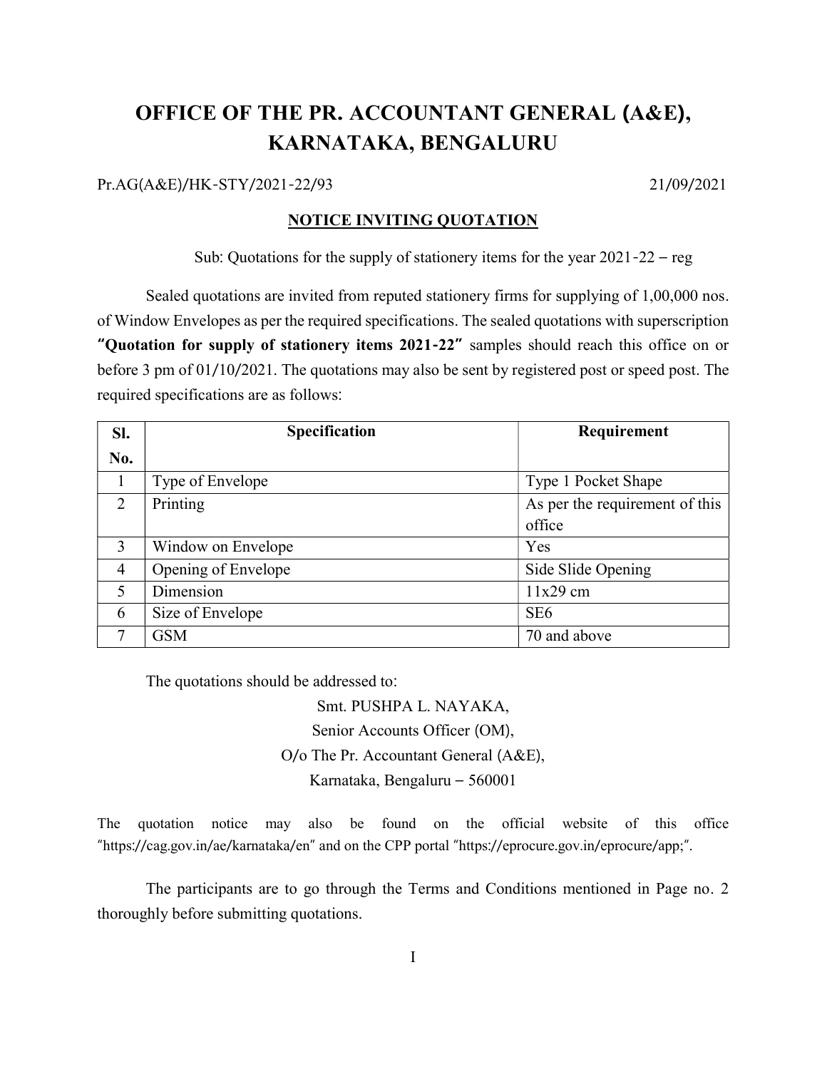# OFFICE OF THE PR. ACCOUNTANT GENERAL (A&E), KARNATAKA, BENGALURU

Pr.AG(A&E)/HK-STY/2021-22/93 21/09/2021

**NOTICE INVITING QUOTATION**

Sub: Quotations for the supply of stationery items for the year 2021-22 – reg

Sealed quotations are invited from reputed stationery firms for supplying of 1,00,000 nos. of Window Envelopes as per the required specifications. The sealed quotations with superscription **"Quotation for supply of stationery items 2021-22"** samples should reach this office on or before 3 pm of 01/10/2021. The quotations may also be sent by registered post or speed post. The required specifications are as follows:

| Sl. No. | Specification | Requirement |
|---|---|---|
| 1 | Type of Envelope | Type 1 Pocket Shape |
| 2 | Printing | As per the requirement of this office |
| 3 | Window on Envelope | Yes |
| 4 | Opening of Envelope | Side Slide Opening |
| 5 | Dimension | 11x29 cm |
| 6 | Size of Envelope | SE6 |
| 7 | GSM | 70 and above |

The quotations should be addressed to:

Smt. PUSHPA L. NAYAKA,
Senior Accounts Officer (OM),
O/o The Pr. Accountant General (A&E),
Karnataka, Bengaluru – 560001

The quotation notice may also be found on the official website of this office "https://cag.gov.in/ae/karnataka/en" and on the CPP portal "https://eprocure.gov.in/eprocure/app;".

The participants are to go through the Terms and Conditions mentioned in Page no. 2 thoroughly before submitting quotations.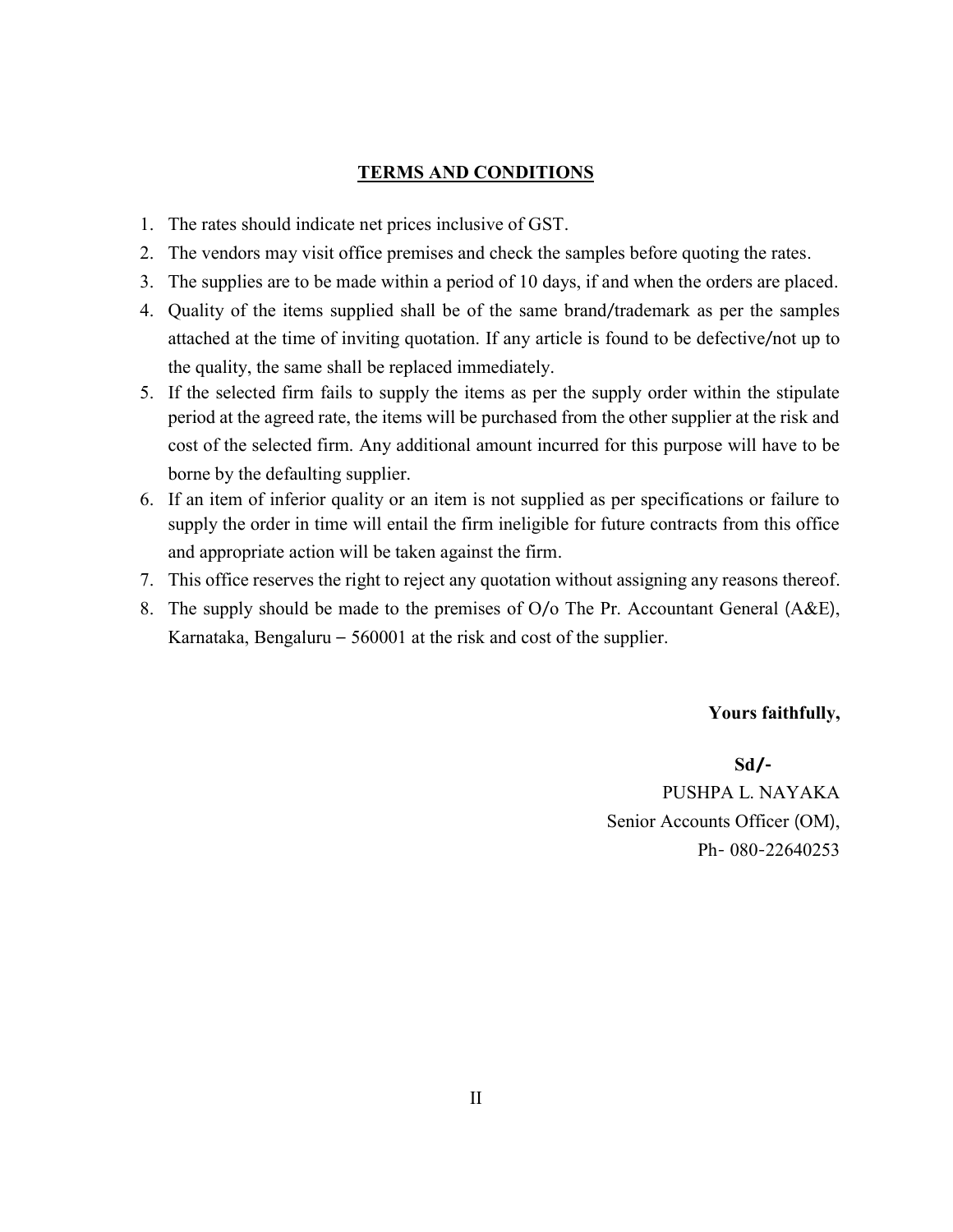## TERMS AND CONDITIONS

1. The rates should indicate net prices inclusive of GST.
2. The vendors may visit office premises and check the samples before quoting the rates.
3. The supplies are to be made within a period of 10 days, if and when the orders are placed.
4. Quality of the items supplied shall be of the same brand/trademark as per the samples attached at the time of inviting quotation. If any article is found to be defective/not up to the quality, the same shall be replaced immediately.
5. If the selected firm fails to supply the items as per the supply order within the stipulate period at the agreed rate, the items will be purchased from the other supplier at the risk and cost of the selected firm. Any additional amount incurred for this purpose will have to be borne by the defaulting supplier.
6. If an item of inferior quality or an item is not supplied as per specifications or failure to supply the order in time will entail the firm ineligible for future contracts from this office and appropriate action will be taken against the firm.
7. This office reserves the right to reject any quotation without assigning any reasons thereof.
8. The supply should be made to the premises of O/o The Pr. Accountant General (A&E), Karnataka, Bengaluru – 560001 at the risk and cost of the supplier.

**Yours faithfully,**

**Sd/-**

PUSHPA L. NAYAKA
Senior Accounts Officer (OM),
Ph- 080-22640253